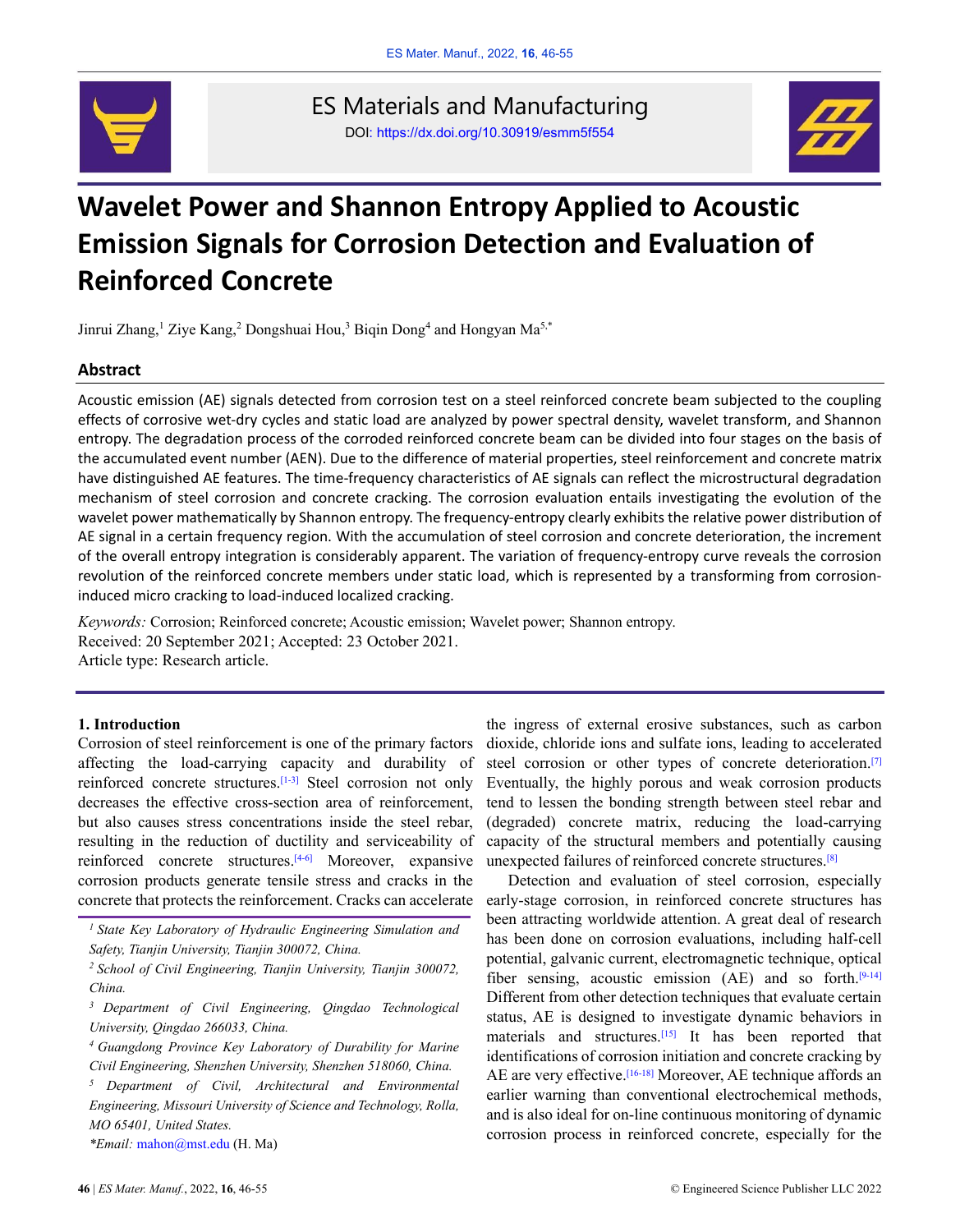# Wavelet Power and Shannon Entropy Applied to Acoustic Emission Signals for Corrosion Detection and Evaluation of Reinforced Concrete

ES Materials and Manufacturing

DOI: https://dx.doi.org/10.30919/esmm5f554

Jinrui Zhang,[1] Ziye Kang,[2] Dongshuai Hou,[3] Biqin Dong[4] and Hongyan Ma[5,*]

## Abstract

Acoustic emission (AE) signals detected from corrosion test on a steel reinforced concrete beam subjected to the coupling effects of corrosive wet-dry cycles and static load are analyzed by power spectral density, wavelet transform, and Shannon entropy. The degradation process of the corroded reinforced concrete beam can be divided into four stages on the basis of the accumulated event number (AEN). Due to the difference of material properties, steel reinforcement and concrete matrix have distinguished AE features. The time-frequency characteristics of AE signals can reflect the microstructural degradation mechanism of steel corrosion and concrete cracking. The corrosion evaluation entails investigating the evolution of the wavelet power mathematically by Shannon entropy. The frequency-entropy clearly exhibits the relative power distribution of AE signal in a certain frequency region. With the accumulation of steel corrosion and concrete deterioration, the increment of the overall entropy integration is considerably apparent. The variation of frequency-entropy curve reveals the corrosion revolution of the reinforced concrete members under static load, which is represented by a transforming from corrosion-induced micro cracking to load-induced localized cracking.

*Keywords:* Corrosion; Reinforced concrete; Acoustic emission; Wavelet power; Shannon entropy.

Received: 20 September 2021; Accepted: 23 October 2021.

Article type: Research article.

## 1. Introduction

Corrosion of steel reinforcement is one of the primary factors affecting the load-carrying capacity and durability of reinforced concrete structures.[1-3] Steel corrosion not only decreases the effective cross-section area of reinforcement, but also causes stress concentrations inside the steel rebar, resulting in the reduction of ductility and serviceability of reinforced concrete structures.[4-6] Moreover, expansive corrosion products generate tensile stress and cracks in the concrete that protects the reinforcement. Cracks can accelerate the ingress of external erosive substances, such as carbon dioxide, chloride ions and sulfate ions, leading to accelerated steel corrosion or other types of concrete deterioration.[7] Eventually, the highly porous and weak corrosion products tend to lessen the bonding strength between steel rebar and (degraded) concrete matrix, reducing the load-carrying capacity of the structural members and potentially causing unexpected failures of reinforced concrete structures.[8]

Detection and evaluation of steel corrosion, especially early-stage corrosion, in reinforced concrete structures has been attracting worldwide attention. A great deal of research has been done on corrosion evaluations, including half-cell potential, galvanic current, electromagnetic technique, optical fiber sensing, acoustic emission (AE) and so forth.[9-14] Different from other detection techniques that evaluate certain status, AE is designed to investigate dynamic behaviors in materials and structures.[15] It has been reported that identifications of corrosion initiation and concrete cracking by AE are very effective.[16-18] Moreover, AE technique affords an earlier warning than conventional electrochemical methods, and is also ideal for on-line continuous monitoring of dynamic corrosion process in reinforced concrete, especially for the

[1] State Key Laboratory of Hydraulic Engineering Simulation and Safety, Tianjin University, Tianjin 300072, China.

[2] School of Civil Engineering, Tianjin University, Tianjin 300072, China.

[3] Department of Civil Engineering, Qingdao Technological University, Qingdao 266033, China.

[4] Guangdong Province Key Laboratory of Durability for Marine Civil Engineering, Shenzhen University, Shenzhen 518060, China.

[5] Department of Civil, Architectural and Environmental Engineering, Missouri University of Science and Technology, Rolla, MO 65401, United States.

*Email: mahon@mst.edu (H. Ma)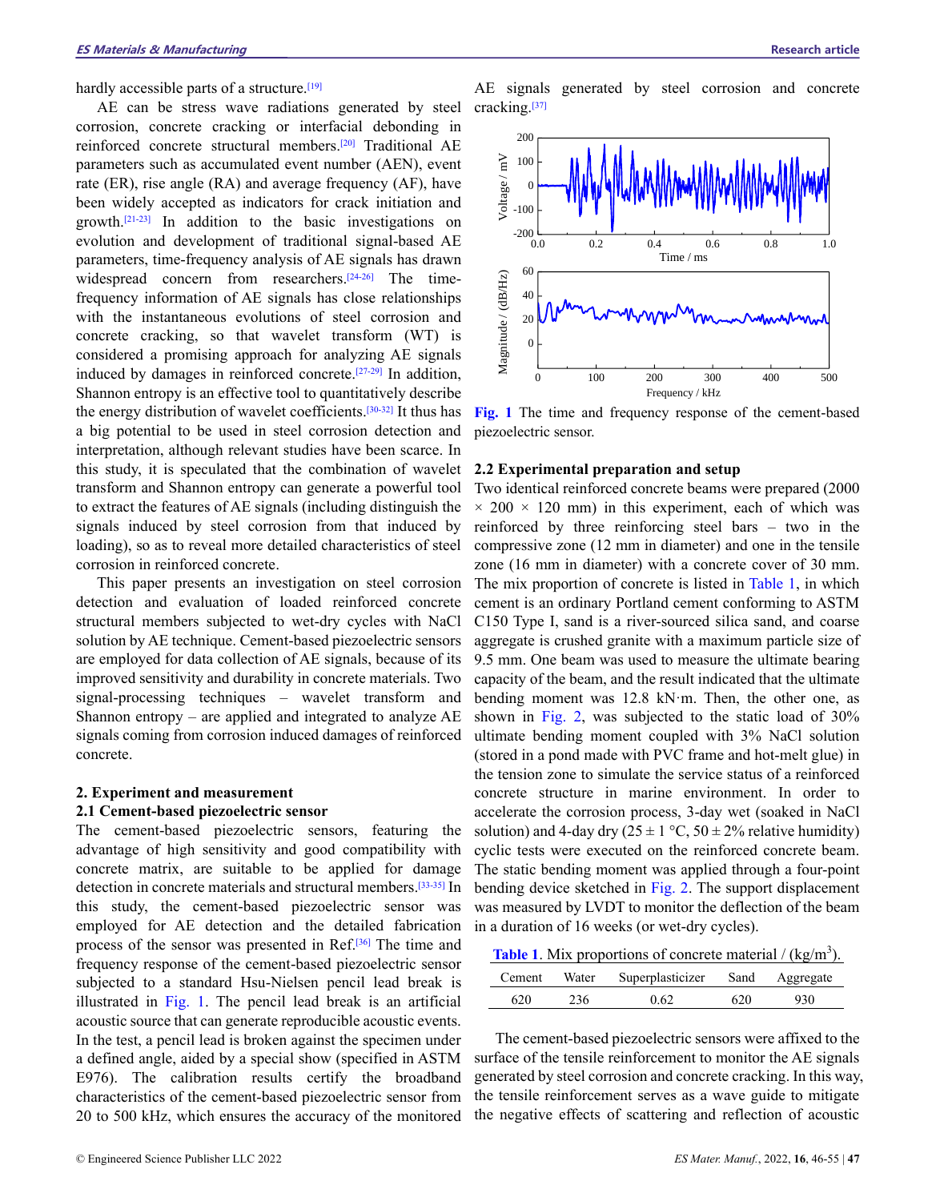hardly accessible parts of a structure.[19]

AE can be stress wave radiations generated by steel corrosion, concrete cracking or interfacial debonding in reinforced concrete structural members.[20] Traditional AE parameters such as accumulated event number (AEN), event rate (ER), rise angle (RA) and average frequency (AF), have been widely accepted as indicators for crack initiation and growth.[21-23] In addition to the basic investigations on evolution and development of traditional signal-based AE parameters, time-frequency analysis of AE signals has drawn widespread concern from researchers.[24-26] The time-frequency information of AE signals has close relationships with the instantaneous evolutions of steel corrosion and concrete cracking, so that wavelet transform (WT) is considered a promising approach for analyzing AE signals induced by damages in reinforced concrete.[27-29] In addition, Shannon entropy is an effective tool to quantitatively describe the energy distribution of wavelet coefficients.[30-32] It thus has a big potential to be used in steel corrosion detection and interpretation, although relevant studies have been scarce. In this study, it is speculated that the combination of wavelet transform and Shannon entropy can generate a powerful tool to extract the features of AE signals (including distinguish the signals induced by steel corrosion from that induced by loading), so as to reveal more detailed characteristics of steel corrosion in reinforced concrete.

This paper presents an investigation on steel corrosion detection and evaluation of loaded reinforced concrete structural members subjected to wet-dry cycles with NaCl solution by AE technique. Cement-based piezoelectric sensors are employed for data collection of AE signals, because of its improved sensitivity and durability in concrete materials. Two signal-processing techniques – wavelet transform and Shannon entropy – are applied and integrated to analyze AE signals coming from corrosion induced damages of reinforced concrete.

## 2. Experiment and measurement

### 2.1 Cement-based piezoelectric sensor

The cement-based piezoelectric sensors, featuring the advantage of high sensitivity and good compatibility with concrete matrix, are suitable to be applied for damage detection in concrete materials and structural members.[33-35] In this study, the cement-based piezoelectric sensor was employed for AE detection and the detailed fabrication process of the sensor was presented in Ref.[36] The time and frequency response of the cement-based piezoelectric sensor subjected to a standard Hsu-Nielsen pencil lead break is illustrated in Fig. 1. The pencil lead break is an artificial acoustic source that can generate reproducible acoustic events. In the test, a pencil lead is broken against the specimen under a defined angle, aided by a special show (specified in ASTM E976). The calibration results certify the broadband characteristics of the cement-based piezoelectric sensor from 20 to 500 kHz, which ensures the accuracy of the monitored AE signals generated by steel corrosion and concrete cracking.[37]

**Fig. 1** The time and frequency response of the cement-based piezoelectric sensor.

### 2.2 Experimental preparation and setup

Two identical reinforced concrete beams were prepared (2000 × 200 × 120 mm) in this experiment, each of which was reinforced by three reinforcing steel bars – two in the compressive zone (12 mm in diameter) and one in the tensile zone (16 mm in diameter) with a concrete cover of 30 mm. The mix proportion of concrete is listed in Table 1, in which cement is an ordinary Portland cement conforming to ASTM C150 Type I, sand is a river-sourced silica sand, and coarse aggregate is crushed granite with a maximum particle size of 9.5 mm. One beam was used to measure the ultimate bearing capacity of the beam, and the result indicated that the ultimate bending moment was 12.8 kN·m. Then, the other one, as shown in Fig. 2, was subjected to the static load of 30% ultimate bending moment coupled with 3% NaCl solution (stored in a pond made with PVC frame and hot-melt glue) in the tension zone to simulate the service status of a reinforced concrete structure in marine environment. In order to accelerate the corrosion process, 3-day wet (soaked in NaCl solution) and 4-day dry (25 ± 1 °C, 50 ± 2% relative humidity) cyclic tests were executed on the reinforced concrete beam. The static bending moment was applied through a four-point bending device sketched in Fig. 2. The support displacement was measured by LVDT to monitor the deflection of the beam in a duration of 16 weeks (or wet-dry cycles).

**Table 1**. Mix proportions of concrete material / (kg/m$^3$).

| Cement | Water | Superplasticizer | Sand | Aggregate |
| --- | --- | --- | --- | --- |
| 620 | 236 | 0.62 | 620 | 930 |

The cement-based piezoelectric sensors were affixed to the surface of the tensile reinforcement to monitor the AE signals generated by steel corrosion and concrete cracking. In this way, the tensile reinforcement serves as a wave guide to mitigate the negative effects of scattering and reflection of acoustic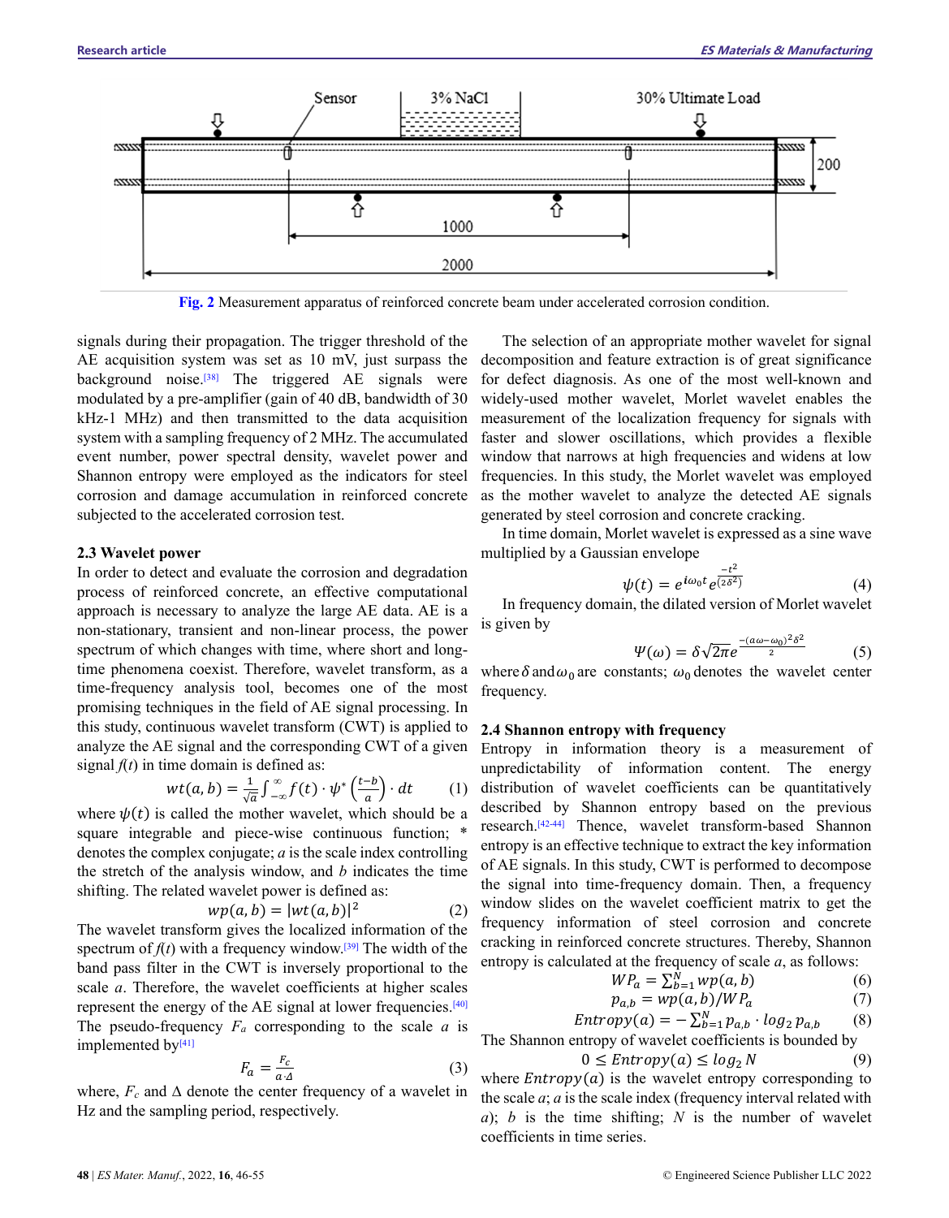Fig. 2 Measurement apparatus of reinforced concrete beam under accelerated corrosion condition.

signals during their propagation. The trigger threshold of the AE acquisition system was set as 10 mV, just surpass the background noise.[38] The triggered AE signals were modulated by a pre-amplifier (gain of 40 dB, bandwidth of 30 kHz-1 MHz) and then transmitted to the data acquisition system with a sampling frequency of 2 MHz. The accumulated event number, power spectral density, wavelet power and Shannon entropy were employed as the indicators for steel corrosion and damage accumulation in reinforced concrete subjected to the accelerated corrosion test.

### 2.3 Wavelet power

In order to detect and evaluate the corrosion and degradation process of reinforced concrete, an effective computational approach is necessary to analyze the large AE data. AE is a non-stationary, transient and non-linear process, the power spectrum of which changes with time, where short and long-time phenomena coexist. Therefore, wavelet transform, as a time-frequency analysis tool, becomes one of the most promising techniques in the field of AE signal processing. In this study, continuous wavelet transform (CWT) is applied to analyze the AE signal and the corresponding CWT of a given signal $f(t)$ in time domain is defined as:

$$wt(a,b) = \frac{1}{\sqrt{a}}\int_{-\infty}^{\infty} f(t)\cdot\psi^{*}\left(\frac{t-b}{a}\right)\cdot dt \tag{1}$$

where $\psi(t)$ is called the mother wavelet, which should be a square integrable and piece-wise continuous function; * denotes the complex conjugate; $a$ is the scale index controlling the stretch of the analysis window, and $b$ indicates the time shifting. The related wavelet power is defined as:

$$wp(a,b) = |wt(a,b)|^2 \tag{2}$$

The wavelet transform gives the localized information of the spectrum of $f(t)$ with a frequency window.[39] The width of the band pass filter in the CWT is inversely proportional to the scale $a$. Therefore, the wavelet coefficients at higher scales represent the energy of the AE signal at lower frequencies.[40] The pseudo-frequency $F_a$ corresponding to the scale $a$ is implemented by[41]

$$F_a = \frac{F_c}{a\cdot\Delta} \tag{3}$$

where, $F_c$ and $\Delta$ denote the center frequency of a wavelet in Hz and the sampling period, respectively.

The selection of an appropriate mother wavelet for signal decomposition and feature extraction is of great significance for defect diagnosis. As one of the most well-known and widely-used mother wavelet, Morlet wavelet enables the measurement of the localization frequency for signals with faster and slower oscillations, which provides a flexible window that narrows at high frequencies and widens at low frequencies. In this study, the Morlet wavelet was employed as the mother wavelet to analyze the detected AE signals generated by steel corrosion and concrete cracking.

In time domain, Morlet wavelet is expressed as a sine wave multiplied by a Gaussian envelope

$$\psi(t) = e^{i\omega_0 t}e^{\frac{-t^2}{(2\delta^2)}} \tag{4}$$

In frequency domain, the dilated version of Morlet wavelet is given by

$$\Psi(\omega) = \delta\sqrt{2\pi}e^{\frac{-(a\omega-\omega_0)^2\delta^2}{2}} \tag{5}$$

where $\delta$ and $\omega_0$ are constants; $\omega_0$ denotes the wavelet center frequency.

### 2.4 Shannon entropy with frequency

Entropy in information theory is a measurement of unpredictability of information content. The energy distribution of wavelet coefficients can be quantitatively described by Shannon entropy based on the previous research.[42-44] Thence, wavelet transform-based Shannon entropy is an effective technique to extract the key information of AE signals. In this study, CWT is performed to decompose the signal into time-frequency domain. Then, a frequency window slides on the wavelet coefficient matrix to get the frequency information of steel corrosion and concrete cracking in reinforced concrete structures. Thereby, Shannon entropy is calculated at the frequency of scale $a$, as follows:

$$WP_a = \sum_{b=1}^{N} wp(a,b) \tag{6}$$

$$p_{a,b} = wp(a,b)/WP_a \tag{7}$$

$$Entropy(a) = -\sum_{b=1}^{N} p_{a,b}\cdot log_2\, p_{a,b} \tag{8}$$

The Shannon entropy of wavelet coefficients is bounded by

$$0 \le Entropy(a) \le log_2 N \tag{9}$$

where $Entropy(a)$ is the wavelet entropy corresponding to the scale $a$; $a$ is the scale index (frequency interval related with $a$); $b$ is the time shifting; $N$ is the number of wavelet coefficients in time series.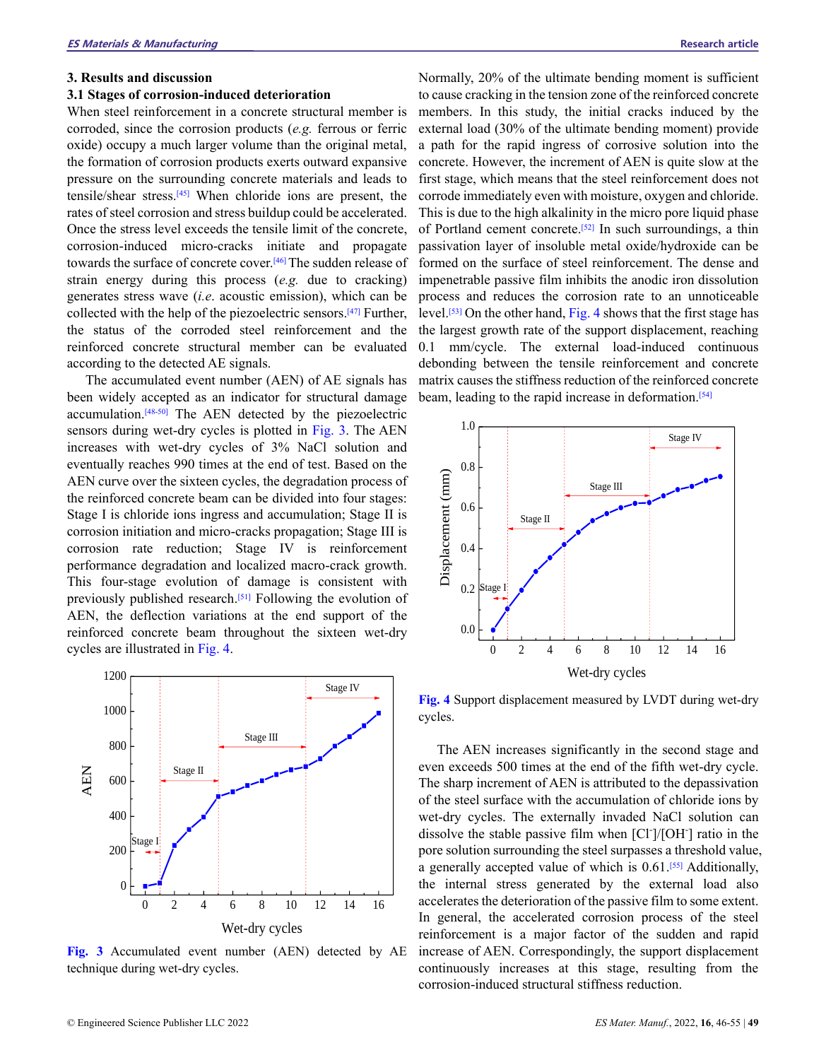## 3. Results and discussion

### 3.1 Stages of corrosion-induced deterioration

When steel reinforcement in a concrete structural member is corroded, since the corrosion products (*e.g.* ferrous or ferric oxide) occupy a much larger volume than the original metal, the formation of corrosion products exerts outward expansive pressure on the surrounding concrete materials and leads to tensile/shear stress.[45] When chloride ions are present, the rates of steel corrosion and stress buildup could be accelerated. Once the stress level exceeds the tensile limit of the concrete, corrosion-induced micro-cracks initiate and propagate towards the surface of concrete cover.[46] The sudden release of strain energy during this process (*e.g.* due to cracking) generates stress wave (*i.e.* acoustic emission), which can be collected with the help of the piezoelectric sensors.[47] Further, the status of the corroded steel reinforcement and the reinforced concrete structural member can be evaluated according to the detected AE signals.

The accumulated event number (AEN) of AE signals has been widely accepted as an indicator for structural damage accumulation.[48-50] The AEN detected by the piezoelectric sensors during wet-dry cycles is plotted in Fig. 3. The AEN increases with wet-dry cycles of 3% NaCl solution and eventually reaches 990 times at the end of test. Based on the AEN curve over the sixteen cycles, the degradation process of the reinforced concrete beam can be divided into four stages: Stage I is chloride ions ingress and accumulation; Stage II is corrosion initiation and micro-cracks propagation; Stage III is corrosion rate reduction; Stage IV is reinforcement performance degradation and localized macro-crack growth. This four-stage evolution of damage is consistent with previously published research.[51] Following the evolution of AEN, the deflection variations at the end support of the reinforced concrete beam throughout the sixteen wet-dry cycles are illustrated in Fig. 4.

**Fig. 3** Accumulated event number (AEN) detected by AE technique during wet-dry cycles.

Normally, 20% of the ultimate bending moment is sufficient to cause cracking in the tension zone of the reinforced concrete members. In this study, the initial cracks induced by the external load (30% of the ultimate bending moment) provide a path for the rapid ingress of corrosive solution into the concrete. However, the increment of AEN is quite slow at the first stage, which means that the steel reinforcement does not corrode immediately even with moisture, oxygen and chloride. This is due to the high alkalinity in the micro pore liquid phase of Portland cement concrete.[52] In such surroundings, a thin passivation layer of insoluble metal oxide/hydroxide can be formed on the surface of steel reinforcement. The dense and impenetrable passive film inhibits the anodic iron dissolution process and reduces the corrosion rate to an unnoticeable level.[53] On the other hand, Fig. 4 shows that the first stage has the largest growth rate of the support displacement, reaching 0.1 mm/cycle. The external load-induced continuous debonding between the tensile reinforcement and concrete matrix causes the stiffness reduction of the reinforced concrete beam, leading to the rapid increase in deformation.[54]

**Fig. 4** Support displacement measured by LVDT during wet-dry cycles.

The AEN increases significantly in the second stage and even exceeds 500 times at the end of the fifth wet-dry cycle. The sharp increment of AEN is attributed to the depassivation of the steel surface with the accumulation of chloride ions by wet-dry cycles. The externally invaded NaCl solution can dissolve the stable passive film when $[Cl^-]/[OH^-]$ ratio in the pore solution surrounding the steel surpasses a threshold value, a generally accepted value of which is 0.61.[55] Additionally, the internal stress generated by the external load also accelerates the deterioration of the passive film to some extent. In general, the accelerated corrosion process of the steel reinforcement is a major factor of the sudden and rapid increase of AEN. Correspondingly, the support displacement continuously increases at this stage, resulting from the corrosion-induced structural stiffness reduction.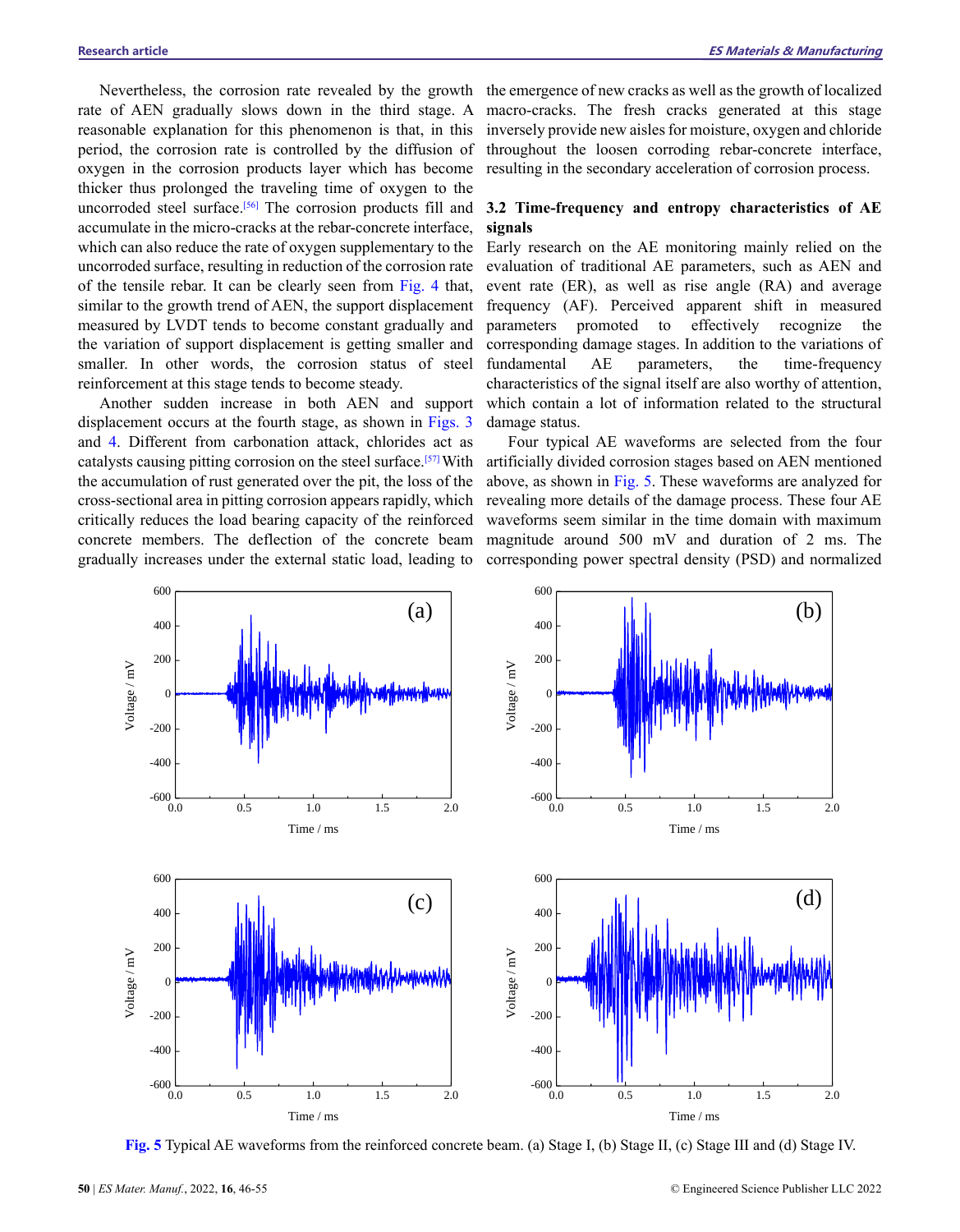Nevertheless, the corrosion rate revealed by the growth rate of AEN gradually slows down in the third stage. A reasonable explanation for this phenomenon is that, in this period, the corrosion rate is controlled by the diffusion of oxygen in the corrosion products layer which has become thicker thus prolonged the traveling time of oxygen to the uncorroded steel surface.[56] The corrosion products fill and accumulate in the micro-cracks at the rebar-concrete interface, which can also reduce the rate of oxygen supplementary to the uncorroded surface, resulting in reduction of the corrosion rate of the tensile rebar. It can be clearly seen from Fig. 4 that, similar to the growth trend of AEN, the support displacement measured by LVDT tends to become constant gradually and the variation of support displacement is getting smaller and smaller. In other words, the corrosion status of steel reinforcement at this stage tends to become steady.

Another sudden increase in both AEN and support displacement occurs at the fourth stage, as shown in Figs. 3 and 4. Different from carbonation attack, chlorides act as catalysts causing pitting corrosion on the steel surface.[57] With the accumulation of rust generated over the pit, the loss of the cross-sectional area in pitting corrosion appears rapidly, which critically reduces the load bearing capacity of the reinforced concrete members. The deflection of the concrete beam gradually increases under the external static load, leading to the emergence of new cracks as well as the growth of localized macro-cracks. The fresh cracks generated at this stage inversely provide new aisles for moisture, oxygen and chloride throughout the loosen corroding rebar-concrete interface, resulting in the secondary acceleration of corrosion process.

### 3.2 Time-frequency and entropy characteristics of AE signals

Early research on the AE monitoring mainly relied on the evaluation of traditional AE parameters, such as AEN and event rate (ER), as well as rise angle (RA) and average frequency (AF). Perceived apparent shift in measured parameters promoted to effectively recognize the corresponding damage stages. In addition to the variations of fundamental AE parameters, the time-frequency characteristics of the signal itself are also worthy of attention, which contain a lot of information related to the structural damage status.

Four typical AE waveforms are selected from the four artificially divided corrosion stages based on AEN mentioned above, as shown in Fig. 5. These waveforms are analyzed for revealing more details of the damage process. These four AE waveforms seem similar in the time domain with maximum magnitude around 500 mV and duration of 2 ms. The corresponding power spectral density (PSD) and normalized

**Fig. 5** Typical AE waveforms from the reinforced concrete beam. (a) Stage I, (b) Stage II, (c) Stage III and (d) Stage IV.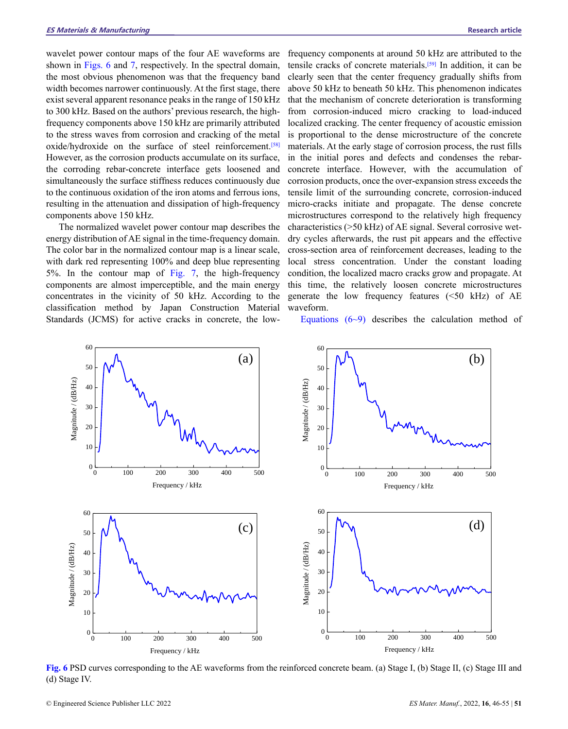wavelet power contour maps of the four AE waveforms are shown in Figs. 6 and 7, respectively. In the spectral domain, the most obvious phenomenon was that the frequency band width becomes narrower continuously. At the first stage, there exist several apparent resonance peaks in the range of 150 kHz to 300 kHz. Based on the authors' previous research, the high-frequency components above 150 kHz are primarily attributed to the stress waves from corrosion and cracking of the metal oxide/hydroxide on the surface of steel reinforcement.[58] However, as the corrosion products accumulate on its surface, the corroding rebar-concrete interface gets loosened and simultaneously the surface stiffness reduces continuously due to the continuous oxidation of the iron atoms and ferrous ions, resulting in the attenuation and dissipation of high-frequency components above 150 kHz.

The normalized wavelet power contour map describes the energy distribution of AE signal in the time-frequency domain. The color bar in the normalized contour map is a linear scale, with dark red representing 100% and deep blue representing 5%. In the contour map of Fig. 7, the high-frequency components are almost imperceptible, and the main energy concentrates in the vicinity of 50 kHz. According to the classification method by Japan Construction Material Standards (JCMS) for active cracks in concrete, the low-frequency components at around 50 kHz are attributed to the tensile cracks of concrete materials.[59] In addition, it can be clearly seen that the center frequency gradually shifts from above 50 kHz to beneath 50 kHz. This phenomenon indicates that the mechanism of concrete deterioration is transforming from corrosion-induced micro cracking to load-induced localized cracking. The center frequency of acoustic emission is proportional to the dense microstructure of the concrete materials. At the early stage of corrosion process, the rust fills in the initial pores and defects and condenses the rebar-concrete interface. However, with the accumulation of corrosion products, once the over-expansion stress exceeds the tensile limit of the surrounding concrete, corrosion-induced micro-cracks initiate and propagate. The dense concrete microstructures correspond to the relatively high frequency characteristics (>50 kHz) of AE signal. Several corrosive wet-dry cycles afterwards, the rust pit appears and the effective cross-section area of reinforcement decreases, leading to the local stress concentration. Under the constant loading condition, the localized macro cracks grow and propagate. At this time, the relatively loosen concrete microstructures generate the low frequency features (<50 kHz) of AE waveform.

Equations (6~9) describes the calculation method of

Fig. 6 PSD curves corresponding to the AE waveforms from the reinforced concrete beam. (a) Stage I, (b) Stage II, (c) Stage III and (d) Stage IV.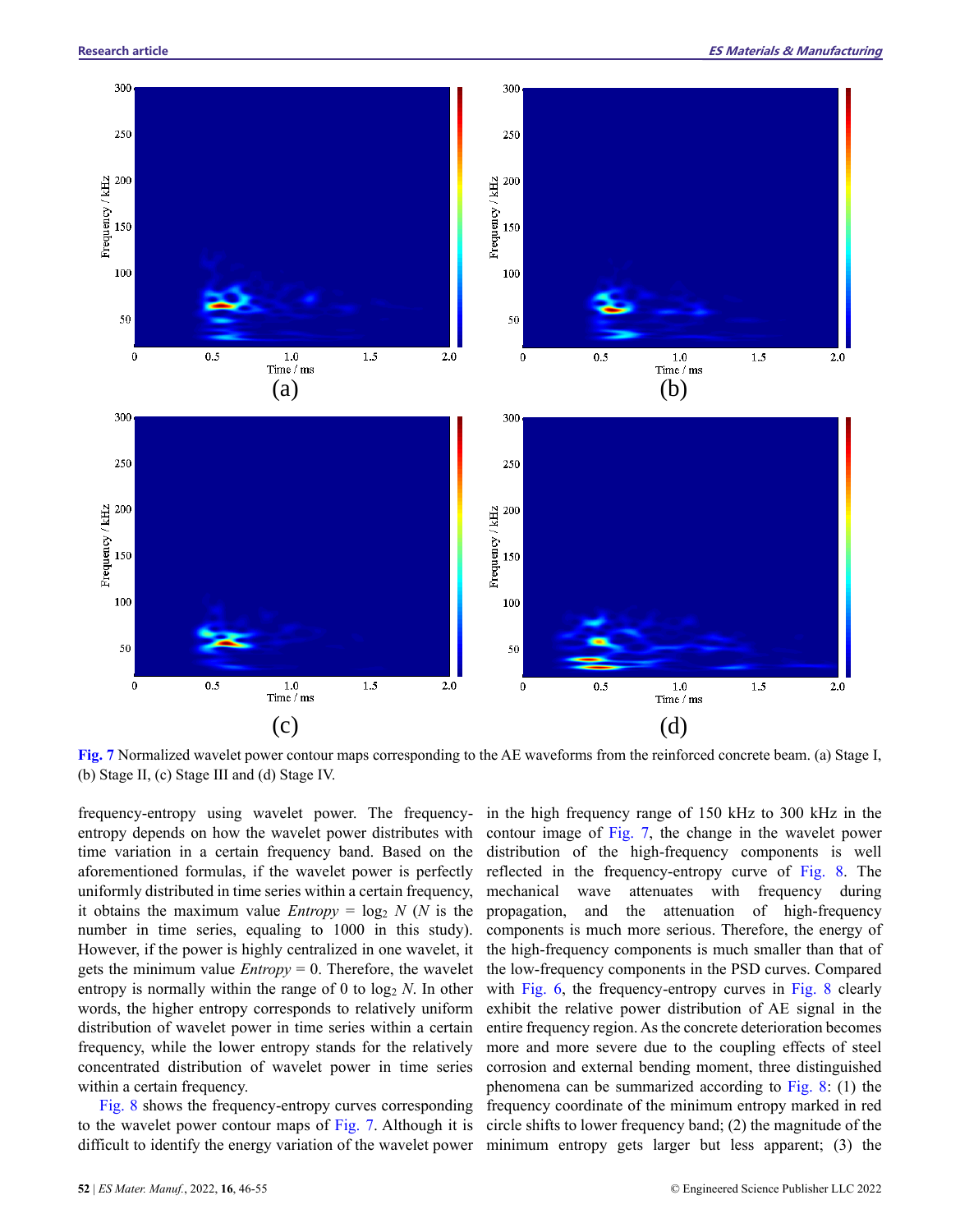Fig. 7 Normalized wavelet power contour maps corresponding to the AE waveforms from the reinforced concrete beam. (a) Stage I, (b) Stage II, (c) Stage III and (d) Stage IV.

frequency-entropy using wavelet power. The frequency-entropy depends on how the wavelet power distributes with time variation in a certain frequency band. Based on the aforementioned formulas, if the wavelet power is perfectly uniformly distributed in time series within a certain frequency, it obtains the maximum value $Entropy = \log_2 N$ ($N$ is the number in time series, equaling to 1000 in this study). However, if the power is highly centralized in one wavelet, it gets the minimum value $Entropy = 0$. Therefore, the wavelet entropy is normally within the range of 0 to $\log_2 N$. In other words, the higher entropy corresponds to relatively uniform distribution of wavelet power in time series within a certain frequency, while the lower entropy stands for the relatively concentrated distribution of wavelet power in time series within a certain frequency.

Fig. 8 shows the frequency-entropy curves corresponding to the wavelet power contour maps of Fig. 7. Although it is difficult to identify the energy variation of the wavelet power in the high frequency range of 150 kHz to 300 kHz in the contour image of Fig. 7, the change in the wavelet power distribution of the high-frequency components is well reflected in the frequency-entropy curve of Fig. 8. The mechanical wave attenuates with frequency during propagation, and the attenuation of high-frequency components is much more serious. Therefore, the energy of the high-frequency components is much smaller than that of the low-frequency components in the PSD curves. Compared with Fig. 6, the frequency-entropy curves in Fig. 8 clearly exhibit the relative power distribution of AE signal in the entire frequency region. As the concrete deterioration becomes more and more severe due to the coupling effects of steel corrosion and external bending moment, three distinguished phenomena can be summarized according to Fig. 8: (1) the frequency coordinate of the minimum entropy marked in red circle shifts to lower frequency band; (2) the magnitude of the minimum entropy gets larger but less apparent; (3) the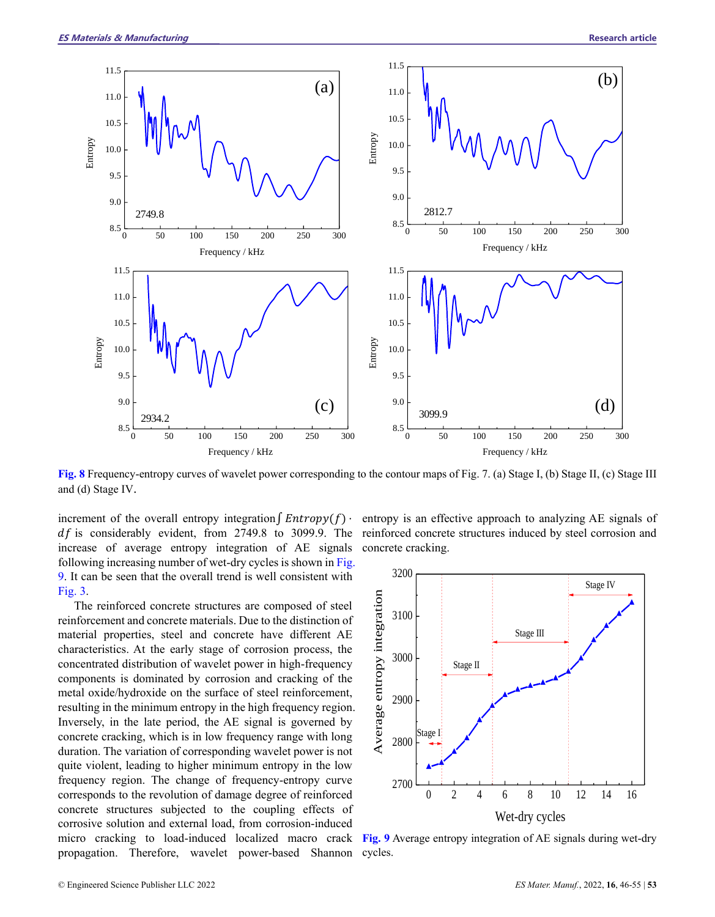Fig. 8 Frequency-entropy curves of wavelet power corresponding to the contour maps of Fig. 7. (a) Stage I, (b) Stage II, (c) Stage III and (d) Stage IV.

increment of the overall entropy integration $\int Entropy(f) \cdot df$ is considerably evident, from 2749.8 to 3099.9. The increase of average entropy integration of AE signals following increasing number of wet-dry cycles is shown in Fig. 9. It can be seen that the overall trend is well consistent with Fig. 3.

The reinforced concrete structures are composed of steel reinforcement and concrete materials. Due to the distinction of material properties, steel and concrete have different AE characteristics. At the early stage of corrosion process, the concentrated distribution of wavelet power in high-frequency components is dominated by corrosion and cracking of the metal oxide/hydroxide on the surface of steel reinforcement, resulting in the minimum entropy in the high frequency region. Inversely, in the late period, the AE signal is governed by concrete cracking, which is in low frequency range with long duration. The variation of corresponding wavelet power is not quite violent, leading to higher minimum entropy in the low frequency region. The change of frequency-entropy curve corresponds to the revolution of damage degree of reinforced concrete structures subjected to the coupling effects of corrosive solution and external load, from corrosion-induced micro cracking to load-induced localized macro crack propagation. Therefore, wavelet power-based Shannon entropy is an effective approach to analyzing AE signals of reinforced concrete structures induced by steel corrosion and concrete cracking.

Fig. 9 Average entropy integration of AE signals during wet-dry cycles.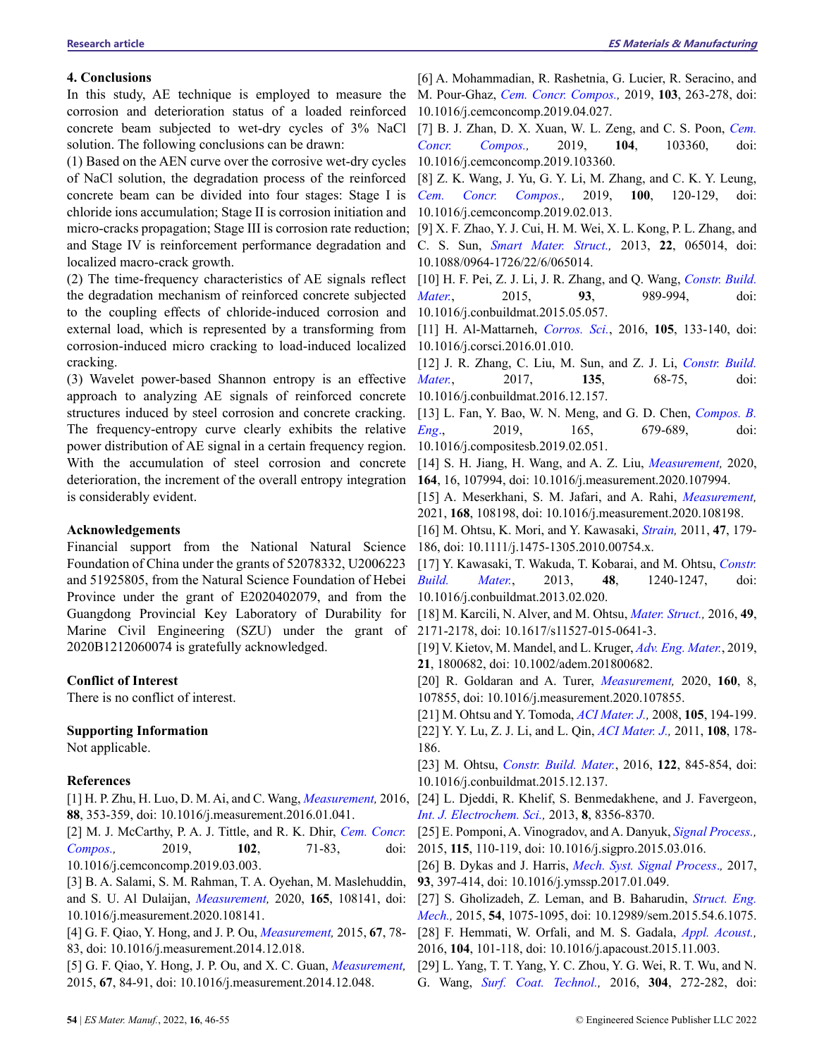## 4. Conclusions

In this study, AE technique is employed to measure the corrosion and deterioration status of a loaded reinforced concrete beam subjected to wet-dry cycles of 3% NaCl solution. The following conclusions can be drawn:

(1) Based on the AEN curve over the corrosive wet-dry cycles of NaCl solution, the degradation process of the reinforced concrete beam can be divided into four stages: Stage I is chloride ions accumulation; Stage II is corrosion initiation and micro-cracks propagation; Stage III is corrosion rate reduction; and Stage IV is reinforcement performance degradation and localized macro-crack growth.

(2) The time-frequency characteristics of AE signals reflect the degradation mechanism of reinforced concrete subjected to the coupling effects of chloride-induced corrosion and external load, which is represented by a transforming from corrosion-induced micro cracking to load-induced localized cracking.

(3) Wavelet power-based Shannon entropy is an effective approach to analyzing AE signals of reinforced concrete structures induced by steel corrosion and concrete cracking. The frequency-entropy curve clearly exhibits the relative power distribution of AE signal in a certain frequency region. With the accumulation of steel corrosion and concrete deterioration, the increment of the overall entropy integration is considerably evident.

## Acknowledgements

Financial support from the National Natural Science Foundation of China under the grants of 52078332, U2006223 and 51925805, from the Natural Science Foundation of Hebei Province under the grant of E2020402079, and from the Guangdong Provincial Key Laboratory of Durability for Marine Civil Engineering (SZU) under the grant of 2020B1212060074 is gratefully acknowledged.

## Conflict of Interest

There is no conflict of interest.

## Supporting Information

Not applicable.

## References

[1] H. P. Zhu, H. Luo, D. M. Ai, and C. Wang, *Measurement,* 2016, **88**, 353-359, doi: 10.1016/j.measurement.2016.01.041.

[2] M. J. McCarthy, P. A. J. Tittle, and R. K. Dhir, *Cem. Concr. Compos.,* 2019, **102**, 71-83, doi: 10.1016/j.cemconcomp.2019.03.003.

[3] B. A. Salami, S. M. Rahman, T. A. Oyehan, M. Maslehuddin, and S. U. Al Dulaijan, *Measurement,* 2020, **165**, 108141, doi: 10.1016/j.measurement.2020.108141.

[4] G. F. Qiao, Y. Hong, and J. P. Ou, *Measurement,* 2015, **67**, 78-83, doi: 10.1016/j.measurement.2014.12.018.

[5] G. F. Qiao, Y. Hong, J. P. Ou, and X. C. Guan, *Measurement,* 2015, **67**, 84-91, doi: 10.1016/j.measurement.2014.12.048.

[6] A. Mohammadian, R. Rashetnia, G. Lucier, R. Seracino, and M. Pour-Ghaz, *Cem. Concr. Compos.,* 2019, **103**, 263-278, doi: 10.1016/j.cemconcomp.2019.04.027.

[7] B. J. Zhan, D. X. Xuan, W. L. Zeng, and C. S. Poon, *Cem. Concr. Compos.,* 2019, **104**, 103360, doi: 10.1016/j.cemconcomp.2019.103360.

[8] Z. K. Wang, J. Yu, G. Y. Li, M. Zhang, and C. K. Y. Leung, *Cem. Concr. Compos.,* 2019, **100**, 120-129, doi: 10.1016/j.cemconcomp.2019.02.013.

[9] X. F. Zhao, Y. J. Cui, H. M. Wei, X. L. Kong, P. L. Zhang, and C. S. Sun, *Smart Mater. Struct.,* 2013, **22**, 065014, doi: 10.1088/0964-1726/22/6/065014.

[10] H. F. Pei, Z. J. Li, J. R. Zhang, and Q. Wang, *Constr. Build. Mater.*, 2015, **93**, 989-994, doi: 10.1016/j.conbuildmat.2015.05.057.

[11] H. Al-Mattarneh, *Corros. Sci.*, 2016, **105**, 133-140, doi: 10.1016/j.corsci.2016.01.010.

[12] J. R. Zhang, C. Liu, M. Sun, and Z. J. Li, *Constr. Build. Mater.*, 2017, **135**, 68-75, doi: 10.1016/j.conbuildmat.2016.12.157.

[13] L. Fan, Y. Bao, W. N. Meng, and G. D. Chen, *Compos. B. Eng.*, 2019, 165, 679-689, doi: 10.1016/j.compositesb.2019.02.051.

[14] S. H. Jiang, H. Wang, and A. Z. Liu, *Measurement,* 2020, **164**, 16, 107994, doi: 10.1016/j.measurement.2020.107994.

[15] A. Meserkhani, S. M. Jafari, and A. Rahi, *Measurement,* 2021, **168**, 108198, doi: 10.1016/j.measurement.2020.108198.

[16] M. Ohtsu, K. Mori, and Y. Kawasaki, *Strain,* 2011, **47**, 179-186, doi: 10.1111/j.1475-1305.2010.00754.x.

[17] Y. Kawasaki, T. Wakuda, T. Kobarai, and M. Ohtsu, *Constr. Build. Mater.*, 2013, **48**, 1240-1247, doi: 10.1016/j.conbuildmat.2013.02.020.

[18] M. Karcili, N. Alver, and M. Ohtsu, *Mater. Struct.,* 2016, **49**, 2171-2178, doi: 10.1617/s11527-015-0641-3.

[19] V. Kietov, M. Mandel, and L. Kruger, *Adv. Eng. Mater.*, 2019, **21**, 1800682, doi: 10.1002/adem.201800682.

[20] R. Goldaran and A. Turer, *Measurement,* 2020, **160**, 8, 107855, doi: 10.1016/j.measurement.2020.107855.

[21] M. Ohtsu and Y. Tomoda, *ACI Mater. J.,* 2008, **105**, 194-199.

[22] Y. Y. Lu, Z. J. Li, and L. Qin, *ACI Mater. J.,* 2011, **108**, 178-186.

[23] M. Ohtsu, *Constr. Build. Mater.*, 2016, **122**, 845-854, doi: 10.1016/j.conbuildmat.2015.12.137.

[24] L. Djeddi, R. Khelif, S. Benmedakhene, and J. Favergeon, *Int. J. Electrochem. Sci.,* 2013, **8**, 8356-8370.

[25] E. Pomponi, A. Vinogradov, and A. Danyuk, *Signal Process.,* 2015, **115**, 110-119, doi: 10.1016/j.sigpro.2015.03.016.

[26] B. Dykas and J. Harris, *Mech. Syst. Signal Process.,* 2017, **93**, 397-414, doi: 10.1016/j.ymssp.2017.01.049.

[27] S. Gholizadeh, Z. Leman, and B. Baharudin, *Struct. Eng. Mech.,* 2015, **54**, 1075-1095, doi: 10.12989/sem.2015.54.6.1075.

[28] F. Hemmati, W. Orfali, and M. S. Gadala, *Appl. Acoust.,* 2016, **104**, 101-118, doi: 10.1016/j.apacoust.2015.11.003.

[29] L. Yang, T. T. Yang, Y. C. Zhou, Y. G. Wei, R. T. Wu, and N. G. Wang, *Surf. Coat. Technol.,* 2016, **304**, 272-282, doi: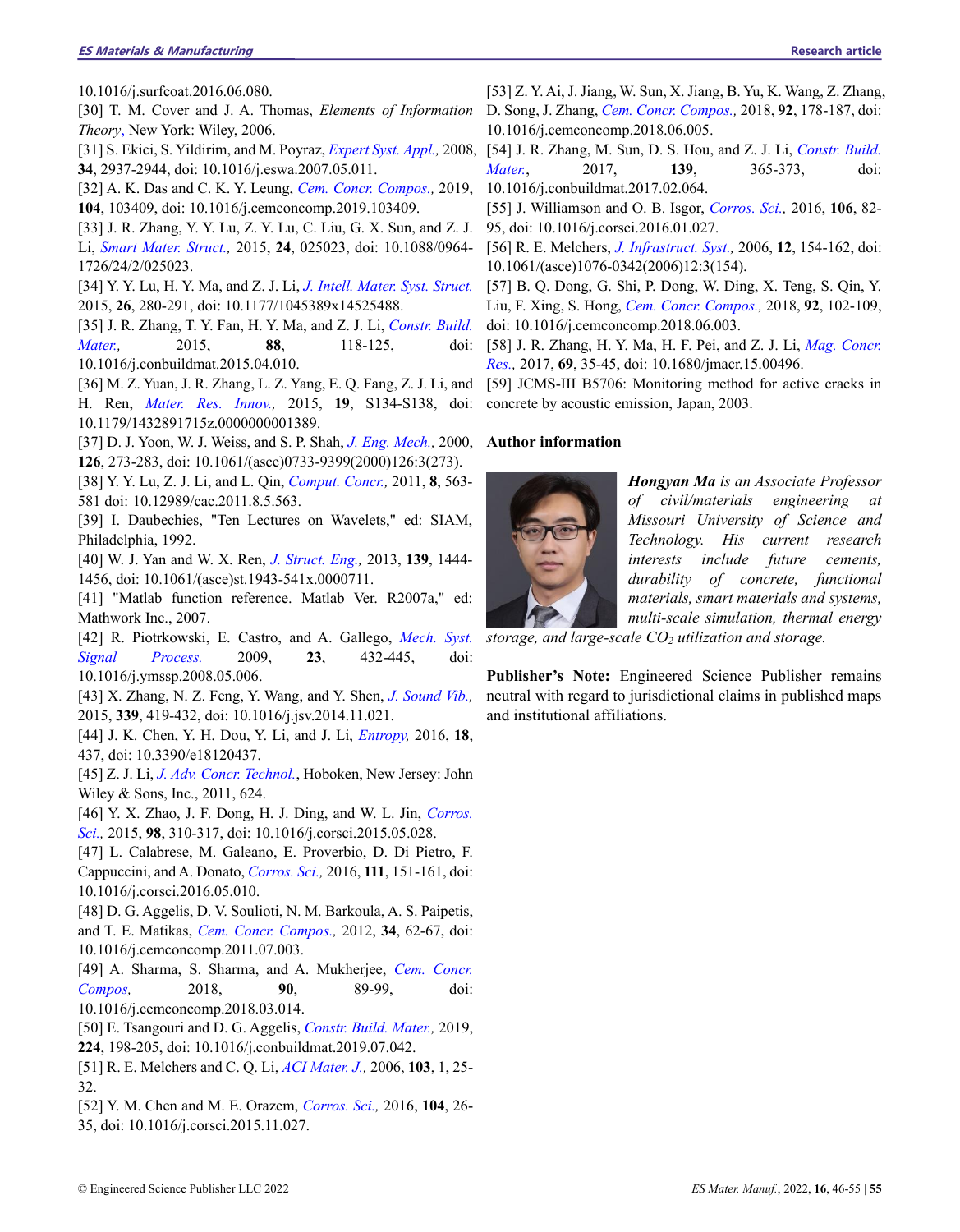10.1016/j.surfcoat.2016.06.080.

[30] T. M. Cover and J. A. Thomas, *Elements of Information Theory*, New York: Wiley, 2006.

[31] S. Ekici, S. Yildirim, and M. Poyraz, *Expert Syst. Appl.,* 2008, **34**, 2937-2944, doi: 10.1016/j.eswa.2007.05.011.

[32] A. K. Das and C. K. Y. Leung, *Cem. Concr. Compos.,* 2019, **104**, 103409, doi: 10.1016/j.cemconcomp.2019.103409.

[33] J. R. Zhang, Y. Y. Lu, Z. Y. Lu, C. Liu, G. X. Sun, and Z. J. Li, *Smart Mater. Struct.,* 2015, **24**, 025023, doi: 10.1088/0964-1726/24/2/025023.

[34] Y. Y. Lu, H. Y. Ma, and Z. J. Li, *J. Intell. Mater. Syst. Struct.* 2015, **26**, 280-291, doi: 10.1177/1045389x14525488.

[35] J. R. Zhang, T. Y. Fan, H. Y. Ma, and Z. J. Li, *Constr. Build. Mater.,* 2015, **88**, 118-125, doi: 10.1016/j.conbuildmat.2015.04.010.

[36] M. Z. Yuan, J. R. Zhang, L. Z. Yang, E. Q. Fang, Z. J. Li, and H. Ren, *Mater. Res. Innov.,* 2015, **19**, S134-S138, doi: 10.1179/1432891715z.0000000001389.

[37] D. J. Yoon, W. J. Weiss, and S. P. Shah, *J. Eng. Mech.,* 2000, **126**, 273-283, doi: 10.1061/(asce)0733-9399(2000)126:3(273).

[38] Y. Y. Lu, Z. J. Li, and L. Qin, *Comput. Concr.,* 2011, **8**, 563-581 doi: 10.12989/cac.2011.8.5.563.

[39] I. Daubechies, "Ten Lectures on Wavelets," ed: SIAM, Philadelphia, 1992.

[40] W. J. Yan and W. X. Ren, *J. Struct. Eng.,* 2013, **139**, 1444-1456, doi: 10.1061/(asce)st.1943-541x.0000711.

[41] "Matlab function reference. Matlab Ver. R2007a," ed: Mathwork Inc., 2007.

[42] R. Piotrkowski, E. Castro, and A. Gallego, *Mech. Syst. Signal Process.* 2009, **23**, 432-445, doi: 10.1016/j.ymssp.2008.05.006.

[43] X. Zhang, N. Z. Feng, Y. Wang, and Y. Shen, *J. Sound Vib.,* 2015, **339**, 419-432, doi: 10.1016/j.jsv.2014.11.021.

[44] J. K. Chen, Y. H. Dou, Y. Li, and J. Li, *Entropy,* 2016, **18**, 437, doi: 10.3390/e18120437.

[45] Z. J. Li, *J. Adv. Concr. Technol.*, Hoboken, New Jersey: John Wiley & Sons, Inc., 2011, 624.

[46] Y. X. Zhao, J. F. Dong, H. J. Ding, and W. L. Jin, *Corros. Sci.,* 2015, **98**, 310-317, doi: 10.1016/j.corsci.2015.05.028.

[47] L. Calabrese, M. Galeano, E. Proverbio, D. Di Pietro, F. Cappuccini, and A. Donato, *Corros. Sci.,* 2016, **111**, 151-161, doi: 10.1016/j.corsci.2016.05.010.

[48] D. G. Aggelis, D. V. Soulioti, N. M. Barkoula, A. S. Paipetis, and T. E. Matikas, *Cem. Concr. Compos.,* 2012, **34**, 62-67, doi: 10.1016/j.cemconcomp.2011.07.003.

[49] A. Sharma, S. Sharma, and A. Mukherjee, *Cem. Concr. Compos,* 2018, **90**, 89-99, doi: 10.1016/j.cemconcomp.2018.03.014.

[50] E. Tsangouri and D. G. Aggelis, *Constr. Build. Mater.,* 2019, **224**, 198-205, doi: 10.1016/j.conbuildmat.2019.07.042.

[51] R. E. Melchers and C. Q. Li, *ACI Mater. J.,* 2006, **103**, 1, 25-32.

[52] Y. M. Chen and M. E. Orazem, *Corros. Sci.,* 2016, **104**, 26-35, doi: 10.1016/j.corsci.2015.11.027.

[53] Z. Y. Ai, J. Jiang, W. Sun, X. Jiang, B. Yu, K. Wang, Z. Zhang, D. Song, J. Zhang, *Cem. Concr. Compos.,* 2018, **92**, 178-187, doi: 10.1016/j.cemconcomp.2018.06.005.

[54] J. R. Zhang, M. Sun, D. S. Hou, and Z. J. Li, *Constr. Build. Mater.*, 2017, **139**, 365-373, doi: 10.1016/j.conbuildmat.2017.02.064.

[55] J. Williamson and O. B. Isgor, *Corros. Sci.,* 2016, **106**, 82-95, doi: 10.1016/j.corsci.2016.01.027.

[56] R. E. Melchers, *J. Infrastruct. Syst.,* 2006, **12**, 154-162, doi: 10.1061/(asce)1076-0342(2006)12:3(154).

[57] B. Q. Dong, G. Shi, P. Dong, W. Ding, X. Teng, S. Qin, Y. Liu, F. Xing, S. Hong, *Cem. Concr. Compos.,* 2018, **92**, 102-109, doi: 10.1016/j.cemconcomp.2018.06.003.

[58] J. R. Zhang, H. Y. Ma, H. F. Pei, and Z. J. Li, *Mag. Concr. Res.,* 2017, **69**, 35-45, doi: 10.1680/jmacr.15.00496.

[59] JCMS-III B5706: Monitoring method for active cracks in concrete by acoustic emission, Japan, 2003.

## Author information

***Hongyan Ma*** *is an Associate Professor of civil/materials engineering at Missouri University of Science and Technology. His current research interests include future cements, durability of concrete, functional materials, smart materials and systems, multi-scale simulation, thermal energy storage, and large-scale $CO_2$ utilization and storage.*

**Publisher's Note:** Engineered Science Publisher remains neutral with regard to jurisdictional claims in published maps and institutional affiliations.